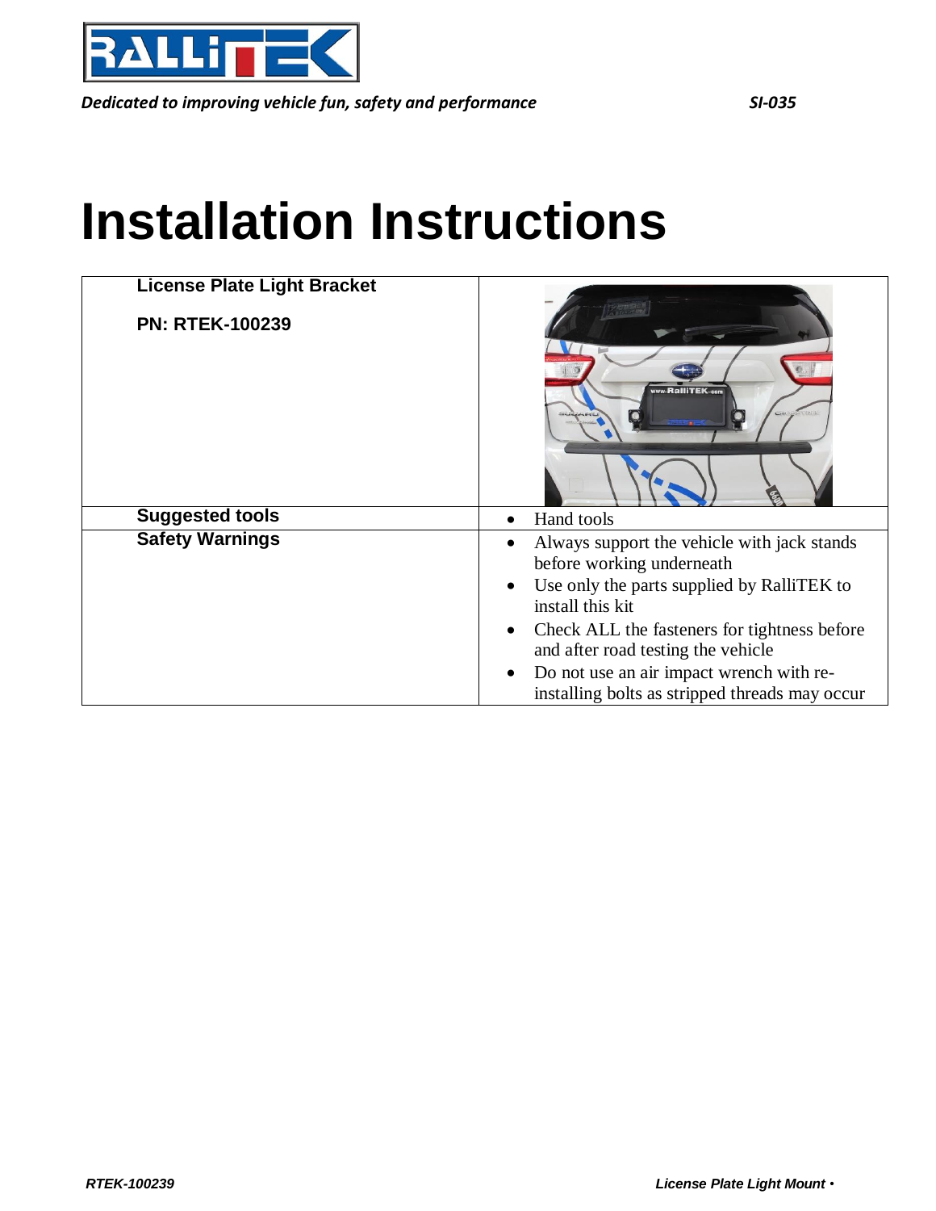*Dedicated to improving vehicle fun, safety and performance* *SI-035*

# Installation Instructions

| **License Plate Light Bracket**<br><br>**PN: RTEK-100239** | |
|---|---|
| **Suggested tools** | • Hand tools |
| **Safety Warnings** | • Always support the vehicle with jack stands before working underneath<br>• Use only the parts supplied by RalliTEK to install this kit<br>• Check ALL the fasteners for tightness before and after road testing the vehicle<br>• Do not use an air impact wrench with re-installing bolts as stripped threads may occur |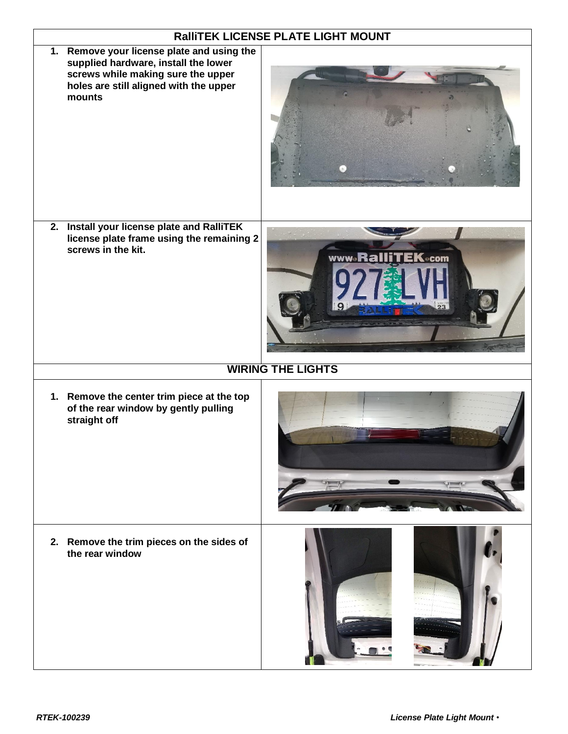## RalliTEK LICENSE PLATE LIGHT MOUNT

1. **Remove your license plate and using the supplied hardware, install the lower screws while making sure the upper holes are still aligned with the upper mounts**

2. **Install your license plate and RalliTEK license plate frame using the remaining 2 screws in the kit.**

## WIRING THE LIGHTS

1. **Remove the center trim piece at the top of the rear window by gently pulling straight off**

2. **Remove the trim pieces on the sides of the rear window**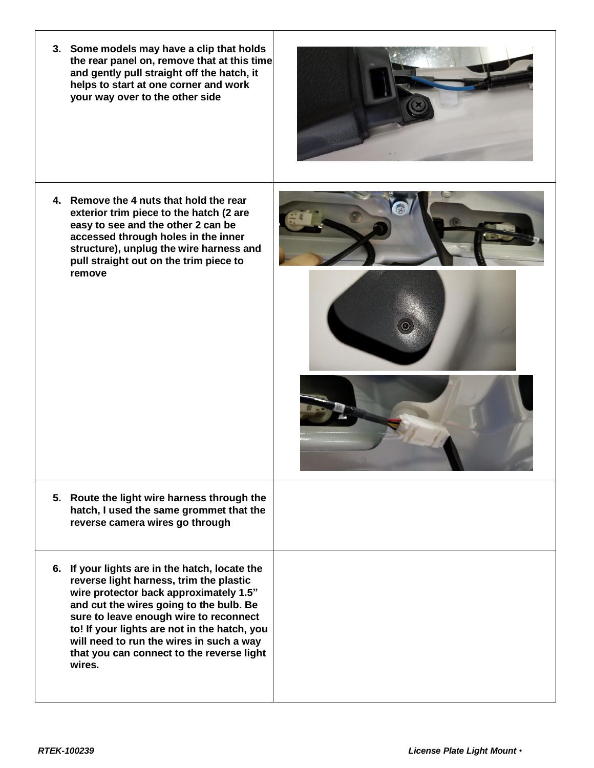| Step | |
|---|---|
| **3. Some models may have a clip that holds the rear panel on, remove that at this time and gently pull straight off the hatch, it helps to start at one corner and work your way over to the other side** | |
| **4. Remove the 4 nuts that hold the rear exterior trim piece to the hatch (2 are easy to see and the other 2 can be accessed through holes in the inner structure), unplug the wire harness and pull straight out on the trim piece to remove** | |
| **5. Route the light wire harness through the hatch, I used the same grommet that the reverse camera wires go through** | |
| **6. If your lights are in the hatch, locate the reverse light harness, trim the plastic wire protector back approximately 1.5" and cut the wires going to the bulb. Be sure to leave enough wire to reconnect to! If your lights are not in the hatch, you will need to run the wires in such a way that you can connect to the reverse light wires.** | |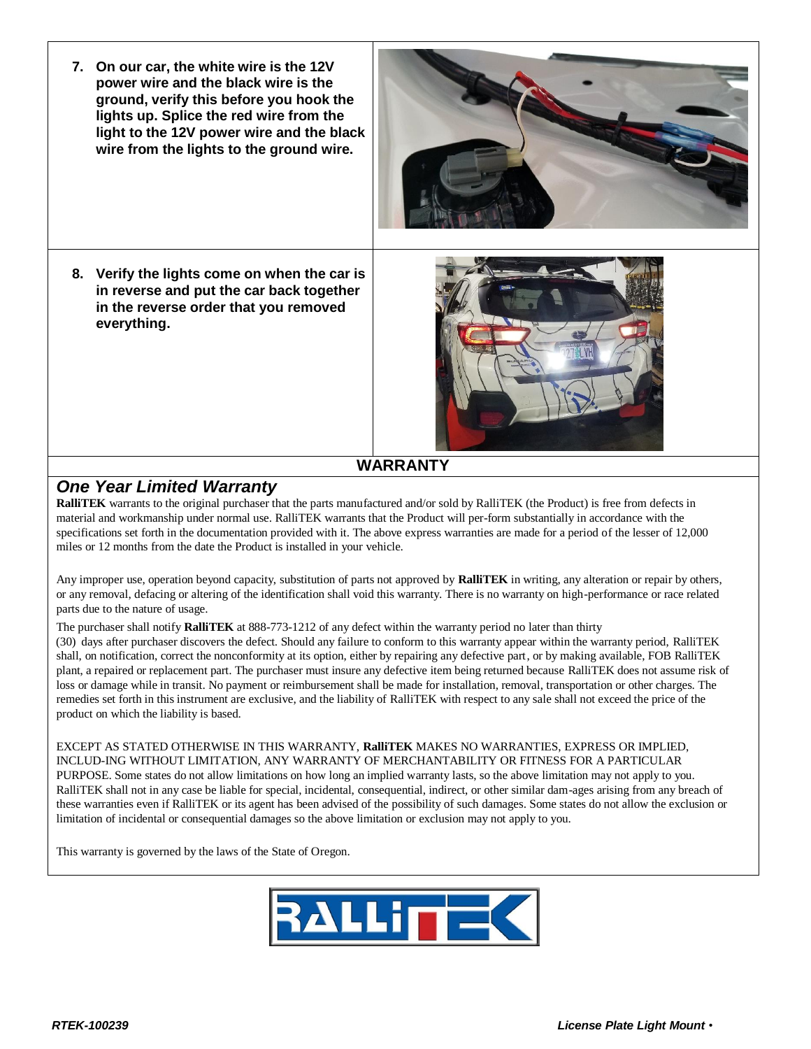7. **On our car, the white wire is the 12V power wire and the black wire is the ground, verify this before you hook the lights up. Splice the red wire from the light to the 12V power wire and the black wire from the lights to the ground wire.**

8. **Verify the lights come on when the car is in reverse and put the car back together in the reverse order that you removed everything.**

## WARRANTY

### *One Year Limited Warranty*

**RalliTEK** warrants to the original purchaser that the parts manufactured and/or sold by RalliTEK (the Product) is free from defects in material and workmanship under normal use. RalliTEK warrants that the Product will per-form substantially in accordance with the specifications set forth in the documentation provided with it. The above express warranties are made for a period of the lesser of 12,000 miles or 12 months from the date the Product is installed in your vehicle.

Any improper use, operation beyond capacity, substitution of parts not approved by **RalliTEK** in writing, any alteration or repair by others, or any removal, defacing or altering of the identification shall void this warranty. There is no warranty on high-performance or race related parts due to the nature of usage.

The purchaser shall notify **RalliTEK** at 888-773-1212 of any defect within the warranty period no later than thirty (30) days after purchaser discovers the defect. Should any failure to conform to this warranty appear within the warranty period, RalliTEK shall, on notification, correct the nonconformity at its option, either by repairing any defective part, or by making available, FOB RalliTEK plant, a repaired or replacement part. The purchaser must insure any defective item being returned because RalliTEK does not assume risk of loss or damage while in transit. No payment or reimbursement shall be made for installation, removal, transportation or other charges. The remedies set forth in this instrument are exclusive, and the liability of RalliTEK with respect to any sale shall not exceed the price of the product on which the liability is based.

EXCEPT AS STATED OTHERWISE IN THIS WARRANTY, **RalliTEK** MAKES NO WARRANTIES, EXPRESS OR IMPLIED, INCLUD-ING WITHOUT LIMITATION, ANY WARRANTY OF MERCHANTABILITY OR FITNESS FOR A PARTICULAR PURPOSE. Some states do not allow limitations on how long an implied warranty lasts, so the above limitation may not apply to you. RalliTEK shall not in any case be liable for special, incidental, consequential, indirect, or other similar dam-ages arising from any breach of these warranties even if RalliTEK or its agent has been advised of the possibility of such damages. Some states do not allow the exclusion or limitation of incidental or consequential damages so the above limitation or exclusion may not apply to you.

This warranty is governed by the laws of the State of Oregon.